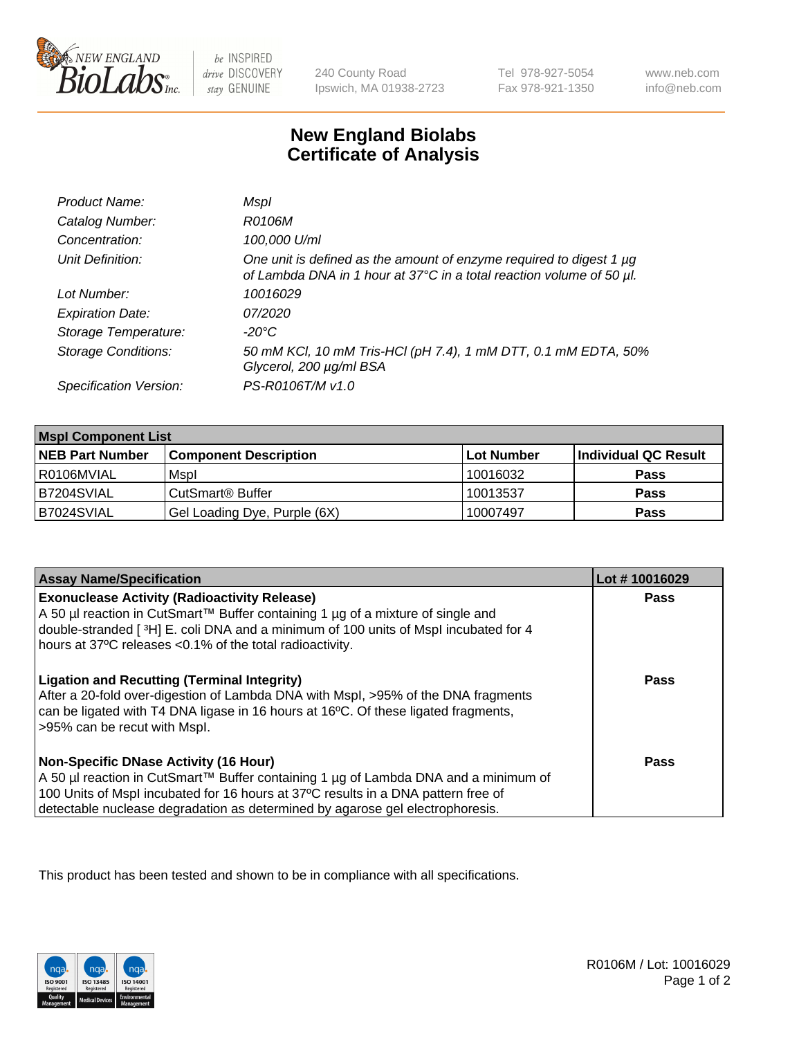# New England Biolabs Certificate of Analysis

| | |
|---|---|
| *Product Name:* | *MspI* |
| *Catalog Number:* | *R0106M* |
| *Concentration:* | *100,000 U/ml* |
| *Unit Definition:* | *One unit is defined as the amount of enzyme required to digest 1 µg of Lambda DNA in 1 hour at 37°C in a total reaction volume of 50 µl.* |
| *Lot Number:* | *10016029* |
| *Expiration Date:* | *07/2020* |
| *Storage Temperature:* | *-20°C* |
| *Storage Conditions:* | *50 mM KCl, 10 mM Tris-HCl (pH 7.4), 1 mM DTT, 0.1 mM EDTA, 50% Glycerol, 200 µg/ml BSA* |
| *Specification Version:* | *PS-R0106T/M v1.0* |

| MspI Component List | | | |
|---|---|---|---|
| **NEB Part Number** | **Component Description** | **Lot Number** | **Individual QC Result** |
| R0106MVIAL | MspI | 10016032 | **Pass** |
| B7204SVIAL | CutSmart® Buffer | 10013537 | **Pass** |
| B7024SVIAL | Gel Loading Dye, Purple (6X) | 10007497 | **Pass** |

| Assay Name/Specification | Lot # 10016029 |
|---|---|
| **Exonuclease Activity (Radioactivity Release)**<br>A 50 µl reaction in CutSmart™ Buffer containing 1 µg of a mixture of single and double-stranded [ $^3$H] E. coli DNA and a minimum of 100 units of MspI incubated for 4 hours at 37ºC releases <0.1% of the total radioactivity. | **Pass** |
| **Ligation and Recutting (Terminal Integrity)**<br>After a 20-fold over-digestion of Lambda DNA with MspI, >95% of the DNA fragments can be ligated with T4 DNA ligase in 16 hours at 16ºC. Of these ligated fragments, >95% can be recut with MspI. | **Pass** |
| **Non-Specific DNase Activity (16 Hour)**<br>A 50 µl reaction in CutSmart™ Buffer containing 1 µg of Lambda DNA and a minimum of 100 Units of MspI incubated for 16 hours at 37ºC results in a DNA pattern free of detectable nuclease degradation as determined by agarose gel electrophoresis. | **Pass** |

This product has been tested and shown to be in compliance with all specifications.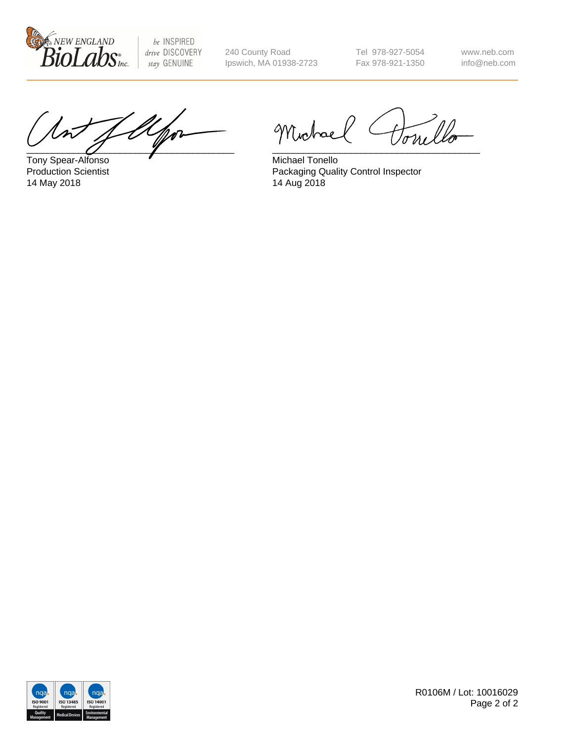be INSPIRED
drive DISCOVERY
stay GENUINE

240 County Road
Ipswich, MA 01938-2723

Tel 978-927-5054
Fax 978-921-1350

www.neb.com
info@neb.com

Tony Spear-Alfonso
Production Scientist
14 May 2018

Michael Tonello
Packaging Quality Control Inspector
14 Aug 2018

R0106M / Lot: 10016029